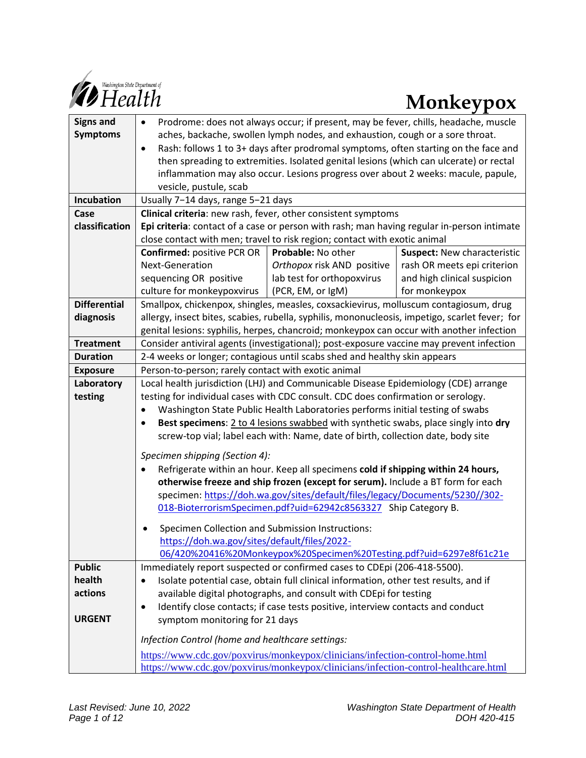Washington State Department of Health

# Monkeypox

| | |
|---|---|
| **Signs and Symptoms** | • Prodrome: does not always occur; if present, may be fever, chills, headache, muscle aches, backache, swollen lymph nodes, and exhaustion, cough or a sore throat.<br>• Rash: follows 1 to 3+ days after prodromal symptoms, often starting on the face and then spreading to extremities. Isolated genital lesions (which can ulcerate) or rectal inflammation may also occur. Lesions progress over about 2 weeks: macule, papule, vesicle, pustule, scab |
| **Incubation** | Usually 7−14 days, range 5−21 days |
| **Case classification** | **Clinical criteria**: new rash, fever, other consistent symptoms<br>**Epi criteria**: contact of a case or person with rash; man having regular in-person intimate close contact with men; travel to risk region; contact with exotic animal<br>**Confirmed:** positive PCR OR Next-Generation sequencing OR positive culture for monkeypoxvirus<br>**Probable:** No other *Orthopox* risk AND positive lab test for orthopoxvirus (PCR, EM, or IgM)<br>**Suspect:** New characteristic rash OR meets epi criterion and high clinical suspicion for monkeypox |
| **Differential diagnosis** | Smallpox, chickenpox, shingles, measles, coxsackievirus, molluscum contagiosum, drug allergy, insect bites, scabies, rubella, syphilis, mononucleosis, impetigo, scarlet fever; for genital lesions: syphilis, herpes, chancroid; monkeypox can occur with another infection |
| **Treatment** | Consider antiviral agents (investigational); post-exposure vaccine may prevent infection |
| **Duration** | 2-4 weeks or longer; contagious until scabs shed and healthy skin appears |
| **Exposure** | Person-to-person; rarely contact with exotic animal |
| **Laboratory testing** | Local health jurisdiction (LHJ) and Communicable Disease Epidemiology (CDE) arrange testing for individual cases with CDC consult. CDC does confirmation or serology.<br>• Washington State Public Health Laboratories performs initial testing of swabs<br>• **Best specimens**: 2 to 4 lesions swabbed with synthetic swabs, place singly into **dry** screw-top vial; label each with: Name, date of birth, collection date, body site<br><br>*Specimen shipping (Section 4):*<br>• Refrigerate within an hour. Keep all specimens **cold if shipping within 24 hours, otherwise freeze and ship frozen (except for serum).** Include a BT form for each specimen: https://doh.wa.gov/sites/default/files/legacy/Documents/5230//302-018-BioterrorismSpecimen.pdf?uid=62942c8563327 Ship Category B.<br><br>• Specimen Collection and Submission Instructions: https://doh.wa.gov/sites/default/files/2022-06/420%20416%20Monkeypox%20Specimen%20Testing.pdf?uid=6297e8f61c21e |
| **Public health actions**<br><br>**URGENT** | Immediately report suspected or confirmed cases to CDEpi (206-418-5500).<br>• Isolate potential case, obtain full clinical information, other test results, and if available digital photographs, and consult with CDEpi for testing<br>• Identify close contacts; if case tests positive, interview contacts and conduct symptom monitoring for 21 days<br><br>*Infection Control (home and healthcare settings:*<br>https://www.cdc.gov/poxvirus/monkeypox/clinicians/infection-control-home.html<br>https://www.cdc.gov/poxvirus/monkeypox/clinicians/infection-control-healthcare.html |

*Last Revised: June 10, 2022*

*Washington State Department of Health*
*DOH 420-415*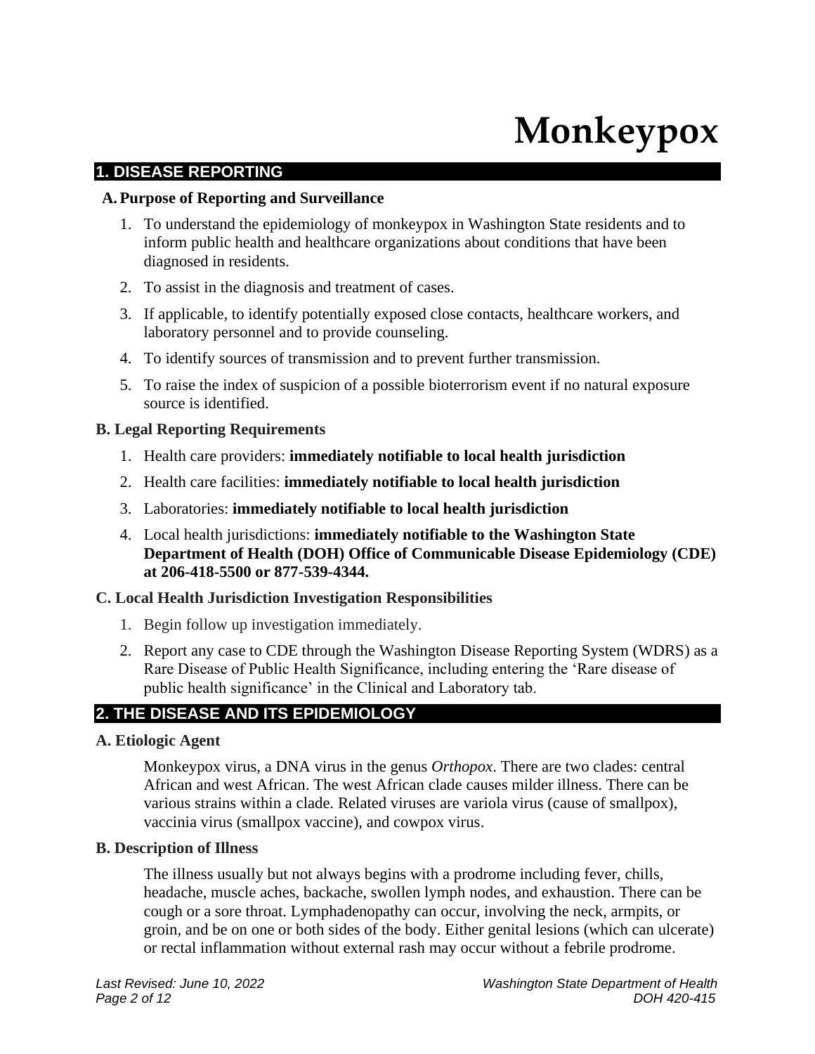# Monkeypox

## 1. DISEASE REPORTING

### A. Purpose of Reporting and Surveillance

1. To understand the epidemiology of monkeypox in Washington State residents and to inform public health and healthcare organizations about conditions that have been diagnosed in residents.
2. To assist in the diagnosis and treatment of cases.
3. If applicable, to identify potentially exposed close contacts, healthcare workers, and laboratory personnel and to provide counseling.
4. To identify sources of transmission and to prevent further transmission.
5. To raise the index of suspicion of a possible bioterrorism event if no natural exposure source is identified.

### B. Legal Reporting Requirements

1. Health care providers: **immediately notifiable to local health jurisdiction**
2. Health care facilities: **immediately notifiable to local health jurisdiction**
3. Laboratories: **immediately notifiable to local health jurisdiction**
4. Local health jurisdictions: **immediately notifiable to the Washington State Department of Health (DOH) Office of Communicable Disease Epidemiology (CDE) at 206-418-5500 or 877-539-4344.**

### C. Local Health Jurisdiction Investigation Responsibilities

1. Begin follow up investigation immediately.
2. Report any case to CDE through the Washington Disease Reporting System (WDRS) as a Rare Disease of Public Health Significance, including entering the 'Rare disease of public health significance' in the Clinical and Laboratory tab.

## 2. THE DISEASE AND ITS EPIDEMIOLOGY

### A. Etiologic Agent

Monkeypox virus, a DNA virus in the genus *Orthopox*. There are two clades: central African and west African. The west African clade causes milder illness. There can be various strains within a clade. Related viruses are variola virus (cause of smallpox), vaccinia virus (smallpox vaccine), and cowpox virus.

### B. Description of Illness

The illness usually but not always begins with a prodrome including fever, chills, headache, muscle aches, backache, swollen lymph nodes, and exhaustion. There can be cough or a sore throat. Lymphadenopathy can occur, involving the neck, armpits, or groin, and be on one or both sides of the body. Either genital lesions (which can ulcerate) or rectal inflammation without external rash may occur without a febrile prodrome.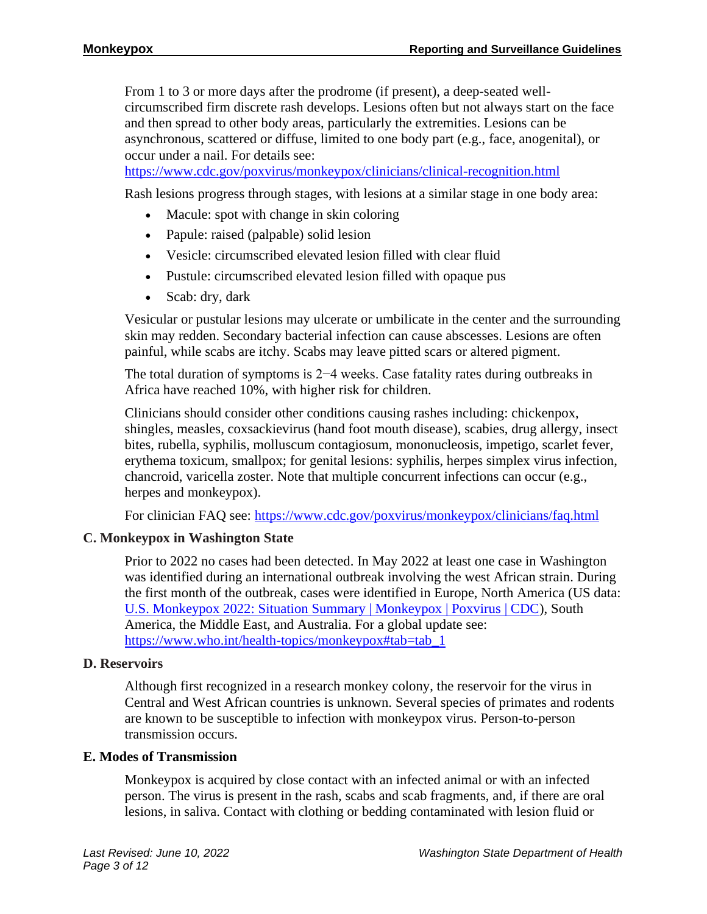From 1 to 3 or more days after the prodrome (if present), a deep-seated well-circumscribed firm discrete rash develops. Lesions often but not always start on the face and then spread to other body areas, particularly the extremities. Lesions can be asynchronous, scattered or diffuse, limited to one body part (e.g., face, anogenital), or occur under a nail. For details see: [https://www.cdc.gov/poxvirus/monkeypox/clinicians/clinical-recognition.html](https://www.cdc.gov/poxvirus/monkeypox/clinicians/clinical-recognition.html)

Rash lesions progress through stages, with lesions at a similar stage in one body area:

- Macule: spot with change in skin coloring
- Papule: raised (palpable) solid lesion
- Vesicle: circumscribed elevated lesion filled with clear fluid
- Pustule: circumscribed elevated lesion filled with opaque pus
- Scab: dry, dark

Vesicular or pustular lesions may ulcerate or umbilicate in the center and the surrounding skin may redden. Secondary bacterial infection can cause abscesses. Lesions are often painful, while scabs are itchy. Scabs may leave pitted scars or altered pigment.

The total duration of symptoms is 2−4 weeks. Case fatality rates during outbreaks in Africa have reached 10%, with higher risk for children.

Clinicians should consider other conditions causing rashes including: chickenpox, shingles, measles, coxsackievirus (hand foot mouth disease), scabies, drug allergy, insect bites, rubella, syphilis, molluscum contagiosum, mononucleosis, impetigo, scarlet fever, erythema toxicum, smallpox; for genital lesions: syphilis, herpes simplex virus infection, chancroid, varicella zoster. Note that multiple concurrent infections can occur (e.g., herpes and monkeypox).

For clinician FAQ see: [https://www.cdc.gov/poxvirus/monkeypox/clinicians/faq.html](https://www.cdc.gov/poxvirus/monkeypox/clinicians/faq.html)

### C. Monkeypox in Washington State

Prior to 2022 no cases had been detected. In May 2022 at least one case in Washington was identified during an international outbreak involving the west African strain. During the first month of the outbreak, cases were identified in Europe, North America (US data: U.S. Monkeypox 2022: Situation Summary | Monkeypox | Poxvirus | CDC), South America, the Middle East, and Australia. For a global update see: [https://www.who.int/health-topics/monkeypox#tab=tab_1](https://www.who.int/health-topics/monkeypox#tab=tab_1)

### D. Reservoirs

Although first recognized in a research monkey colony, the reservoir for the virus in Central and West African countries is unknown. Several species of primates and rodents are known to be susceptible to infection with monkeypox virus. Person-to-person transmission occurs.

### E. Modes of Transmission

Monkeypox is acquired by close contact with an infected animal or with an infected person. The virus is present in the rash, scabs and scab fragments, and, if there are oral lesions, in saliva. Contact with clothing or bedding contaminated with lesion fluid or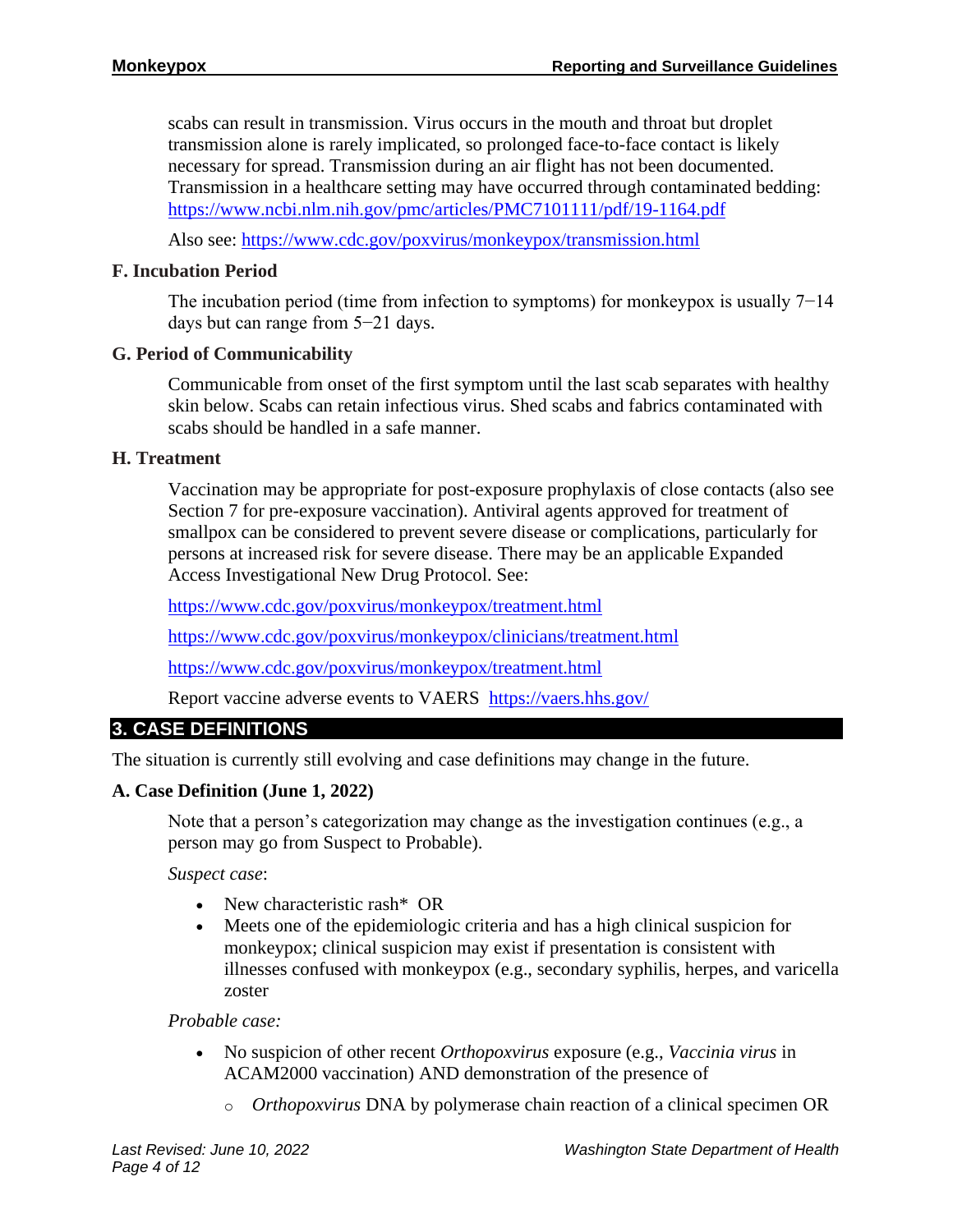scabs can result in transmission. Virus occurs in the mouth and throat but droplet transmission alone is rarely implicated, so prolonged face-to-face contact is likely necessary for spread. Transmission during an air flight has not been documented. Transmission in a healthcare setting may have occurred through contaminated bedding: https://www.ncbi.nlm.nih.gov/pmc/articles/PMC7101111/pdf/19-1164.pdf

Also see: https://www.cdc.gov/poxvirus/monkeypox/transmission.html

### F. Incubation Period

The incubation period (time from infection to symptoms) for monkeypox is usually 7−14 days but can range from 5−21 days.

### G. Period of Communicability

Communicable from onset of the first symptom until the last scab separates with healthy skin below. Scabs can retain infectious virus. Shed scabs and fabrics contaminated with scabs should be handled in a safe manner.

### H. Treatment

Vaccination may be appropriate for post-exposure prophylaxis of close contacts (also see Section 7 for pre-exposure vaccination). Antiviral agents approved for treatment of smallpox can be considered to prevent severe disease or complications, particularly for persons at increased risk for severe disease. There may be an applicable Expanded Access Investigational New Drug Protocol. See:

https://www.cdc.gov/poxvirus/monkeypox/treatment.html

https://www.cdc.gov/poxvirus/monkeypox/clinicians/treatment.html

https://www.cdc.gov/poxvirus/monkeypox/treatment.html

Report vaccine adverse events to VAERS https://vaers.hhs.gov/

## 3. CASE DEFINITIONS

The situation is currently still evolving and case definitions may change in the future.

### A. Case Definition (June 1, 2022)

Note that a person's categorization may change as the investigation continues (e.g., a person may go from Suspect to Probable).

*Suspect case*:

- New characteristic rash* OR
- Meets one of the epidemiologic criteria and has a high clinical suspicion for monkeypox; clinical suspicion may exist if presentation is consistent with illnesses confused with monkeypox (e.g., secondary syphilis, herpes, and varicella zoster

*Probable case:*

- No suspicion of other recent *Orthopoxvirus* exposure (e.g., *Vaccinia virus* in ACAM2000 vaccination) AND demonstration of the presence of
    - *Orthopoxvirus* DNA by polymerase chain reaction of a clinical specimen OR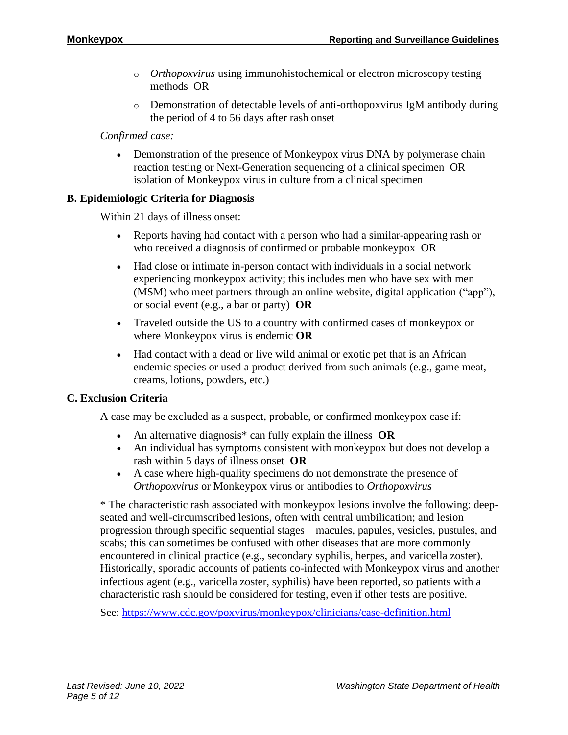- *Orthopoxvirus* using immunohistochemical or electron microscopy testing methods OR
   - Demonstration of detectable levels of anti-orthopoxvirus IgM antibody during the period of 4 to 56 days after rash onset

*Confirmed case:*

- Demonstration of the presence of Monkeypox virus DNA by polymerase chain reaction testing or Next-Generation sequencing of a clinical specimen OR isolation of Monkeypox virus in culture from a clinical specimen

### B. Epidemiologic Criteria for Diagnosis

Within 21 days of illness onset:

- Reports having had contact with a person who had a similar-appearing rash or who received a diagnosis of confirmed or probable monkeypox OR
- Had close or intimate in-person contact with individuals in a social network experiencing monkeypox activity; this includes men who have sex with men (MSM) who meet partners through an online website, digital application ("app"), or social event (e.g., a bar or party) **OR**
- Traveled outside the US to a country with confirmed cases of monkeypox or where Monkeypox virus is endemic **OR**
- Had contact with a dead or live wild animal or exotic pet that is an African endemic species or used a product derived from such animals (e.g., game meat, creams, lotions, powders, etc.)

### C. Exclusion Criteria

A case may be excluded as a suspect, probable, or confirmed monkeypox case if:

- An alternative diagnosis* can fully explain the illness **OR**
- An individual has symptoms consistent with monkeypox but does not develop a rash within 5 days of illness onset **OR**
- A case where high-quality specimens do not demonstrate the presence of *Orthopoxvirus* or Monkeypox virus or antibodies to *Orthopoxvirus*

* The characteristic rash associated with monkeypox lesions involve the following: deep-seated and well-circumscribed lesions, often with central umbilication; and lesion progression through specific sequential stages—macules, papules, vesicles, pustules, and scabs; this can sometimes be confused with other diseases that are more commonly encountered in clinical practice (e.g., secondary syphilis, herpes, and varicella zoster). Historically, sporadic accounts of patients co-infected with Monkeypox virus and another infectious agent (e.g., varicella zoster, syphilis) have been reported, so patients with a characteristic rash should be considered for testing, even if other tests are positive.

See: https://www.cdc.gov/poxvirus/monkeypox/clinicians/case-definition.html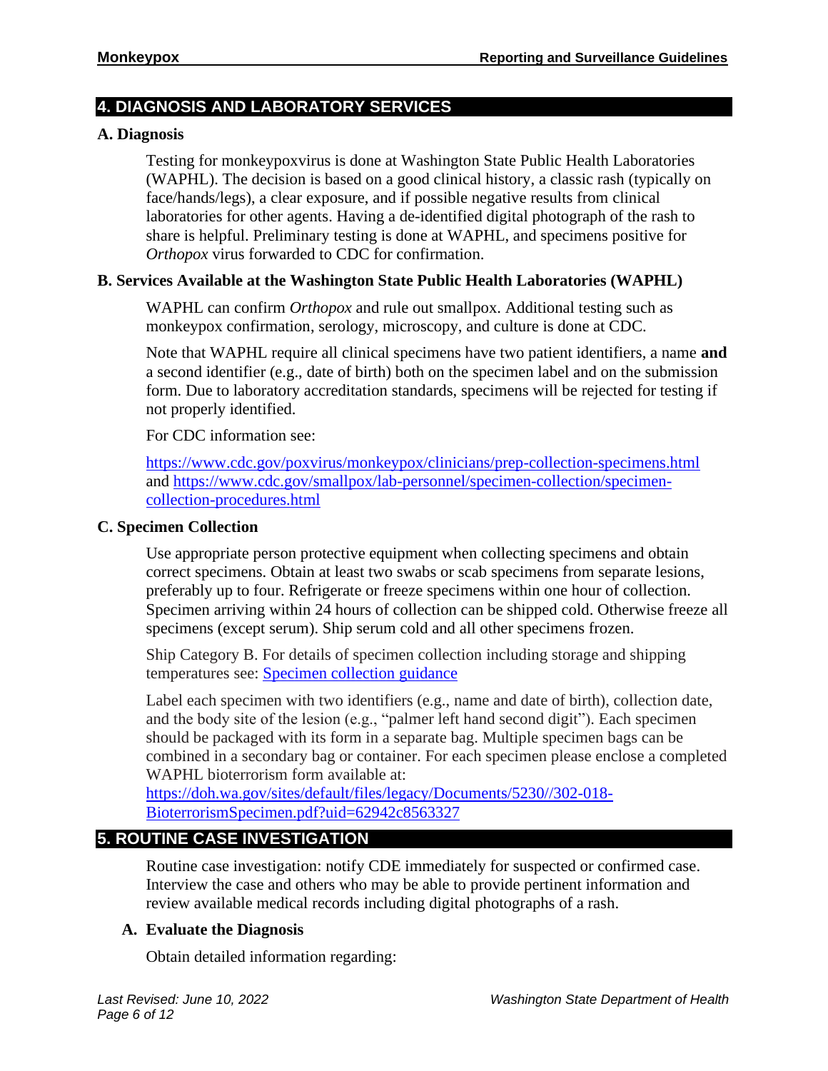## 4. DIAGNOSIS AND LABORATORY SERVICES

### A. Diagnosis

Testing for monkeypoxvirus is done at Washington State Public Health Laboratories (WAPHL). The decision is based on a good clinical history, a classic rash (typically on face/hands/legs), a clear exposure, and if possible negative results from clinical laboratories for other agents. Having a de-identified digital photograph of the rash to share is helpful. Preliminary testing is done at WAPHL, and specimens positive for *Orthopox* virus forwarded to CDC for confirmation.

### B. Services Available at the Washington State Public Health Laboratories (WAPHL)

WAPHL can confirm *Orthopox* and rule out smallpox. Additional testing such as monkeypox confirmation, serology, microscopy, and culture is done at CDC.

Note that WAPHL require all clinical specimens have two patient identifiers, a name **and** a second identifier (e.g., date of birth) both on the specimen label and on the submission form. Due to laboratory accreditation standards, specimens will be rejected for testing if not properly identified.

For CDC information see:

https://www.cdc.gov/poxvirus/monkeypox/clinicians/prep-collection-specimens.html and https://www.cdc.gov/smallpox/lab-personnel/specimen-collection/specimen-collection-procedures.html

### C. Specimen Collection

Use appropriate person protective equipment when collecting specimens and obtain correct specimens. Obtain at least two swabs or scab specimens from separate lesions, preferably up to four. Refrigerate or freeze specimens within one hour of collection. Specimen arriving within 24 hours of collection can be shipped cold. Otherwise freeze all specimens (except serum). Ship serum cold and all other specimens frozen.

Ship Category B. For details of specimen collection including storage and shipping temperatures see: Specimen collection guidance

Label each specimen with two identifiers (e.g., name and date of birth), collection date, and the body site of the lesion (e.g., "palmer left hand second digit"). Each specimen should be packaged with its form in a separate bag. Multiple specimen bags can be combined in a secondary bag or container. For each specimen please enclose a completed WAPHL bioterrorism form available at:
https://doh.wa.gov/sites/default/files/legacy/Documents/5230//302-018-BioterrorismSpecimen.pdf?uid=62942c8563327

## 5. ROUTINE CASE INVESTIGATION

Routine case investigation: notify CDE immediately for suspected or confirmed case. Interview the case and others who may be able to provide pertinent information and review available medical records including digital photographs of a rash.

### A. Evaluate the Diagnosis

Obtain detailed information regarding: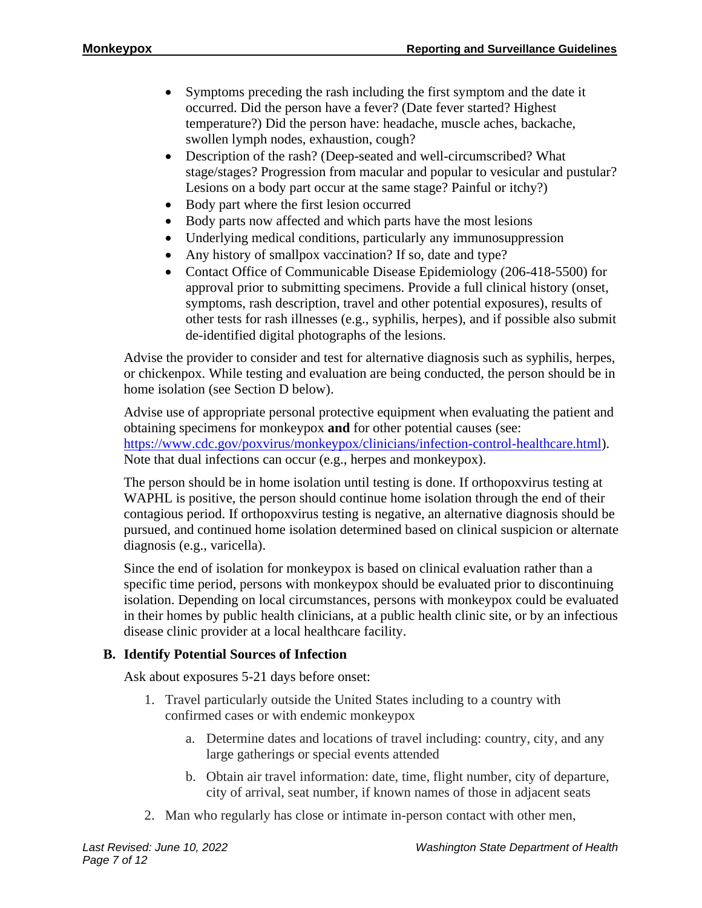- Symptoms preceding the rash including the first symptom and the date it occurred. Did the person have a fever? (Date fever started? Highest temperature?) Did the person have: headache, muscle aches, backache, swollen lymph nodes, exhaustion, cough?
- Description of the rash? (Deep-seated and well-circumscribed? What stage/stages? Progression from macular and popular to vesicular and pustular? Lesions on a body part occur at the same stage? Painful or itchy?)
- Body part where the first lesion occurred
- Body parts now affected and which parts have the most lesions
- Underlying medical conditions, particularly any immunosuppression
- Any history of smallpox vaccination? If so, date and type?
- Contact Office of Communicable Disease Epidemiology (206-418-5500) for approval prior to submitting specimens. Provide a full clinical history (onset, symptoms, rash description, travel and other potential exposures), results of other tests for rash illnesses (e.g., syphilis, herpes), and if possible also submit de-identified digital photographs of the lesions.

Advise the provider to consider and test for alternative diagnosis such as syphilis, herpes, or chickenpox. While testing and evaluation are being conducted, the person should be in home isolation (see Section D below).

Advise use of appropriate personal protective equipment when evaluating the patient and obtaining specimens for monkeypox **and** for other potential causes (see: https://www.cdc.gov/poxvirus/monkeypox/clinicians/infection-control-healthcare.html). Note that dual infections can occur (e.g., herpes and monkeypox).

The person should be in home isolation until testing is done. If orthopoxvirus testing at WAPHL is positive, the person should continue home isolation through the end of their contagious period. If orthopoxvirus testing is negative, an alternative diagnosis should be pursued, and continued home isolation determined based on clinical suspicion or alternate diagnosis (e.g., varicella).

Since the end of isolation for monkeypox is based on clinical evaluation rather than a specific time period, persons with monkeypox should be evaluated prior to discontinuing isolation. Depending on local circumstances, persons with monkeypox could be evaluated in their homes by public health clinicians, at a public health clinic site, or by an infectious disease clinic provider at a local healthcare facility.

### B. Identify Potential Sources of Infection

Ask about exposures 5-21 days before onset:

1. Travel particularly outside the United States including to a country with confirmed cases or with endemic monkeypox
   a. Determine dates and locations of travel including: country, city, and any large gatherings or special events attended
   b. Obtain air travel information: date, time, flight number, city of departure, city of arrival, seat number, if known names of those in adjacent seats
2. Man who regularly has close or intimate in-person contact with other men,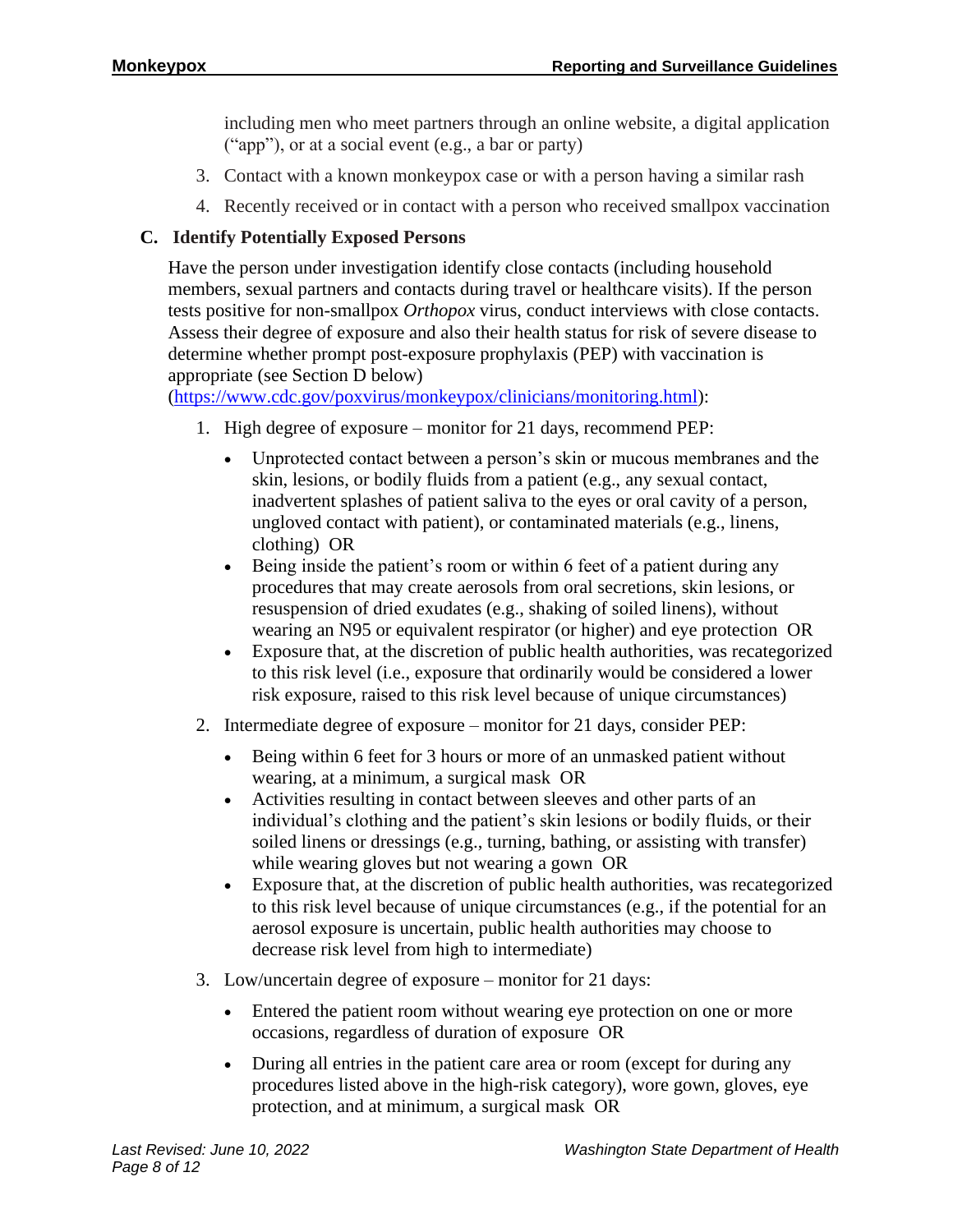including men who meet partners through an online website, a digital application ("app"), or at a social event (e.g., a bar or party)

3. Contact with a known monkeypox case or with a person having a similar rash
4. Recently received or in contact with a person who received smallpox vaccination

### C. Identify Potentially Exposed Persons

Have the person under investigation identify close contacts (including household members, sexual partners and contacts during travel or healthcare visits). If the person tests positive for non-smallpox *Orthopox* virus, conduct interviews with close contacts. Assess their degree of exposure and also their health status for risk of severe disease to determine whether prompt post-exposure prophylaxis (PEP) with vaccination is appropriate (see Section D below) (https://www.cdc.gov/poxvirus/monkeypox/clinicians/monitoring.html):

1. High degree of exposure – monitor for 21 days, recommend PEP:
   - Unprotected contact between a person's skin or mucous membranes and the skin, lesions, or bodily fluids from a patient (e.g., any sexual contact, inadvertent splashes of patient saliva to the eyes or oral cavity of a person, ungloved contact with patient), or contaminated materials (e.g., linens, clothing) OR
   - Being inside the patient's room or within 6 feet of a patient during any procedures that may create aerosols from oral secretions, skin lesions, or resuspension of dried exudates (e.g., shaking of soiled linens), without wearing an N95 or equivalent respirator (or higher) and eye protection OR
   - Exposure that, at the discretion of public health authorities, was recategorized to this risk level (i.e., exposure that ordinarily would be considered a lower risk exposure, raised to this risk level because of unique circumstances)
2. Intermediate degree of exposure – monitor for 21 days, consider PEP:
   - Being within 6 feet for 3 hours or more of an unmasked patient without wearing, at a minimum, a surgical mask OR
   - Activities resulting in contact between sleeves and other parts of an individual's clothing and the patient's skin lesions or bodily fluids, or their soiled linens or dressings (e.g., turning, bathing, or assisting with transfer) while wearing gloves but not wearing a gown OR
   - Exposure that, at the discretion of public health authorities, was recategorized to this risk level because of unique circumstances (e.g., if the potential for an aerosol exposure is uncertain, public health authorities may choose to decrease risk level from high to intermediate)
3. Low/uncertain degree of exposure – monitor for 21 days:
   - Entered the patient room without wearing eye protection on one or more occasions, regardless of duration of exposure OR
   - During all entries in the patient care area or room (except for during any procedures listed above in the high-risk category), wore gown, gloves, eye protection, and at minimum, a surgical mask OR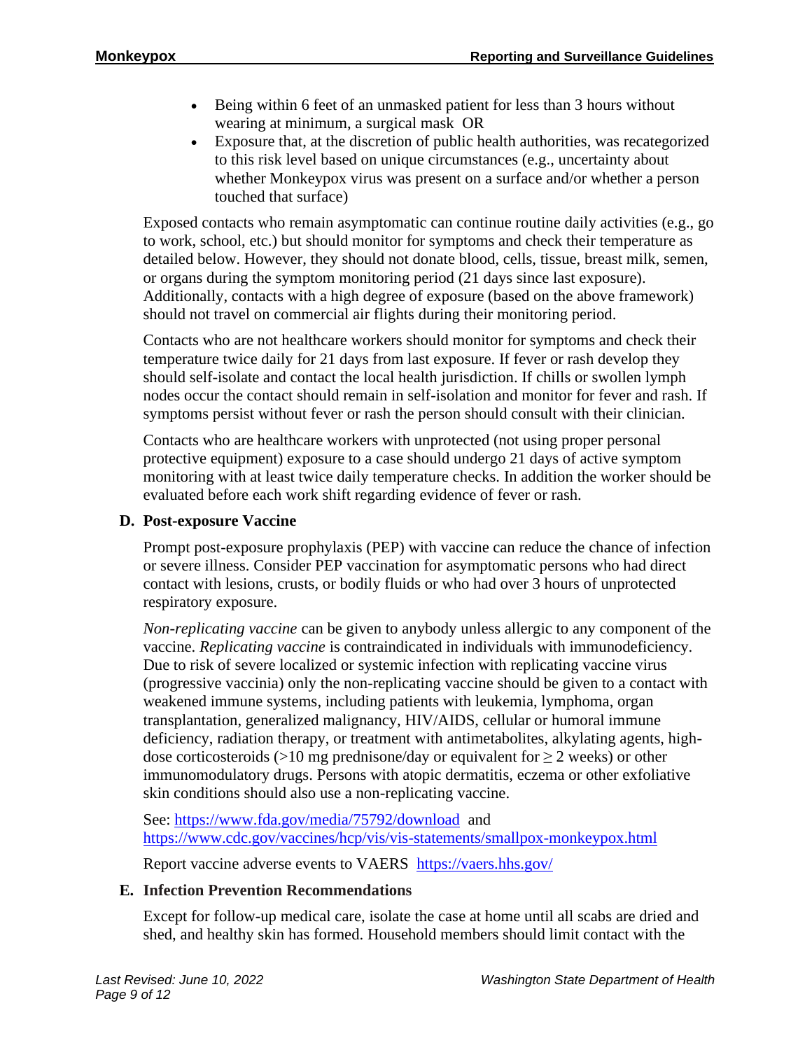- Being within 6 feet of an unmasked patient for less than 3 hours without wearing at minimum, a surgical mask OR
- Exposure that, at the discretion of public health authorities, was recategorized to this risk level based on unique circumstances (e.g., uncertainty about whether Monkeypox virus was present on a surface and/or whether a person touched that surface)

Exposed contacts who remain asymptomatic can continue routine daily activities (e.g., go to work, school, etc.) but should monitor for symptoms and check their temperature as detailed below. However, they should not donate blood, cells, tissue, breast milk, semen, or organs during the symptom monitoring period (21 days since last exposure). Additionally, contacts with a high degree of exposure (based on the above framework) should not travel on commercial air flights during their monitoring period.

Contacts who are not healthcare workers should monitor for symptoms and check their temperature twice daily for 21 days from last exposure. If fever or rash develop they should self-isolate and contact the local health jurisdiction. If chills or swollen lymph nodes occur the contact should remain in self-isolation and monitor for fever and rash. If symptoms persist without fever or rash the person should consult with their clinician.

Contacts who are healthcare workers with unprotected (not using proper personal protective equipment) exposure to a case should undergo 21 days of active symptom monitoring with at least twice daily temperature checks. In addition the worker should be evaluated before each work shift regarding evidence of fever or rash.

### D. Post-exposure Vaccine

Prompt post-exposure prophylaxis (PEP) with vaccine can reduce the chance of infection or severe illness. Consider PEP vaccination for asymptomatic persons who had direct contact with lesions, crusts, or bodily fluids or who had over 3 hours of unprotected respiratory exposure.

*Non-replicating vaccine* can be given to anybody unless allergic to any component of the vaccine. *Replicating vaccine* is contraindicated in individuals with immunodeficiency. Due to risk of severe localized or systemic infection with replicating vaccine virus (progressive vaccinia) only the non-replicating vaccine should be given to a contact with weakened immune systems, including patients with leukemia, lymphoma, organ transplantation, generalized malignancy, HIV/AIDS, cellular or humoral immune deficiency, radiation therapy, or treatment with antimetabolites, alkylating agents, high-dose corticosteroids (>10 mg prednisone/day or equivalent for ≥ 2 weeks) or other immunomodulatory drugs. Persons with atopic dermatitis, eczema or other exfoliative skin conditions should also use a non-replicating vaccine.

See: https://www.fda.gov/media/75792/download and https://www.cdc.gov/vaccines/hcp/vis/vis-statements/smallpox-monkeypox.html

Report vaccine adverse events to VAERS https://vaers.hhs.gov/

### E. Infection Prevention Recommendations

Except for follow-up medical care, isolate the case at home until all scabs are dried and shed, and healthy skin has formed. Household members should limit contact with the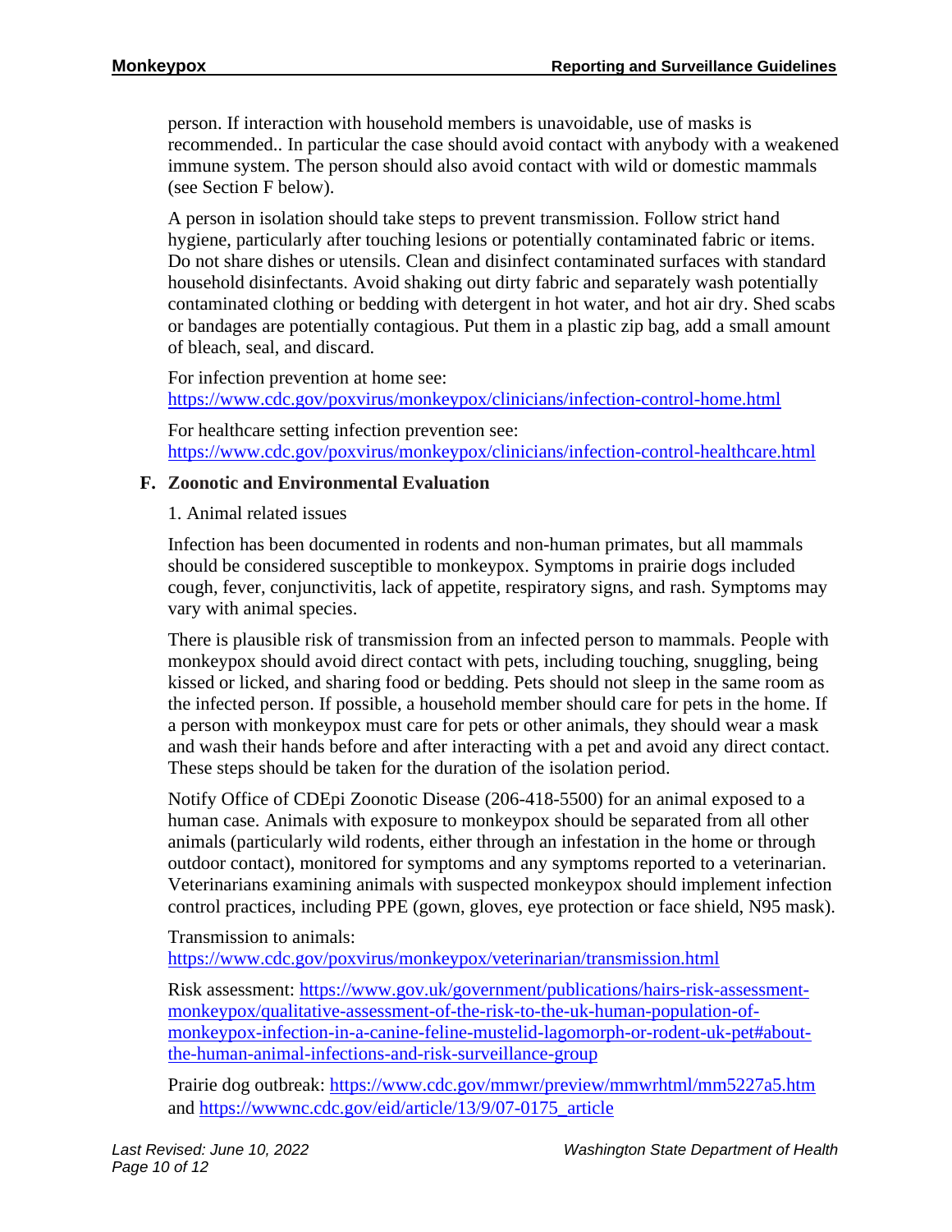person. If interaction with household members is unavoidable, use of masks is recommended.. In particular the case should avoid contact with anybody with a weakened immune system. The person should also avoid contact with wild or domestic mammals (see Section F below).

A person in isolation should take steps to prevent transmission. Follow strict hand hygiene, particularly after touching lesions or potentially contaminated fabric or items. Do not share dishes or utensils. Clean and disinfect contaminated surfaces with standard household disinfectants. Avoid shaking out dirty fabric and separately wash potentially contaminated clothing or bedding with detergent in hot water, and hot air dry. Shed scabs or bandages are potentially contagious. Put them in a plastic zip bag, add a small amount of bleach, seal, and discard.

For infection prevention at home see: https://www.cdc.gov/poxvirus/monkeypox/clinicians/infection-control-home.html

For healthcare setting infection prevention see: https://www.cdc.gov/poxvirus/monkeypox/clinicians/infection-control-healthcare.html

## F. Zoonotic and Environmental Evaluation

1. Animal related issues

Infection has been documented in rodents and non-human primates, but all mammals should be considered susceptible to monkeypox. Symptoms in prairie dogs included cough, fever, conjunctivitis, lack of appetite, respiratory signs, and rash. Symptoms may vary with animal species.

There is plausible risk of transmission from an infected person to mammals. People with monkeypox should avoid direct contact with pets, including touching, snuggling, being kissed or licked, and sharing food or bedding. Pets should not sleep in the same room as the infected person. If possible, a household member should care for pets in the home. If a person with monkeypox must care for pets or other animals, they should wear a mask and wash their hands before and after interacting with a pet and avoid any direct contact. These steps should be taken for the duration of the isolation period.

Notify Office of CDEpi Zoonotic Disease (206-418-5500) for an animal exposed to a human case. Animals with exposure to monkeypox should be separated from all other animals (particularly wild rodents, either through an infestation in the home or through outdoor contact), monitored for symptoms and any symptoms reported to a veterinarian. Veterinarians examining animals with suspected monkeypox should implement infection control practices, including PPE (gown, gloves, eye protection or face shield, N95 mask).

Transmission to animals: https://www.cdc.gov/poxvirus/monkeypox/veterinarian/transmission.html

Risk assessment: https://www.gov.uk/government/publications/hairs-risk-assessment-monkeypox/qualitative-assessment-of-the-risk-to-the-uk-human-population-of-monkeypox-infection-in-a-canine-feline-mustelid-lagomorph-or-rodent-uk-pet#about-the-human-animal-infections-and-risk-surveillance-group

Prairie dog outbreak: https://www.cdc.gov/mmwr/preview/mmwrhtml/mm5227a5.htm and https://wwwnc.cdc.gov/eid/article/13/9/07-0175_article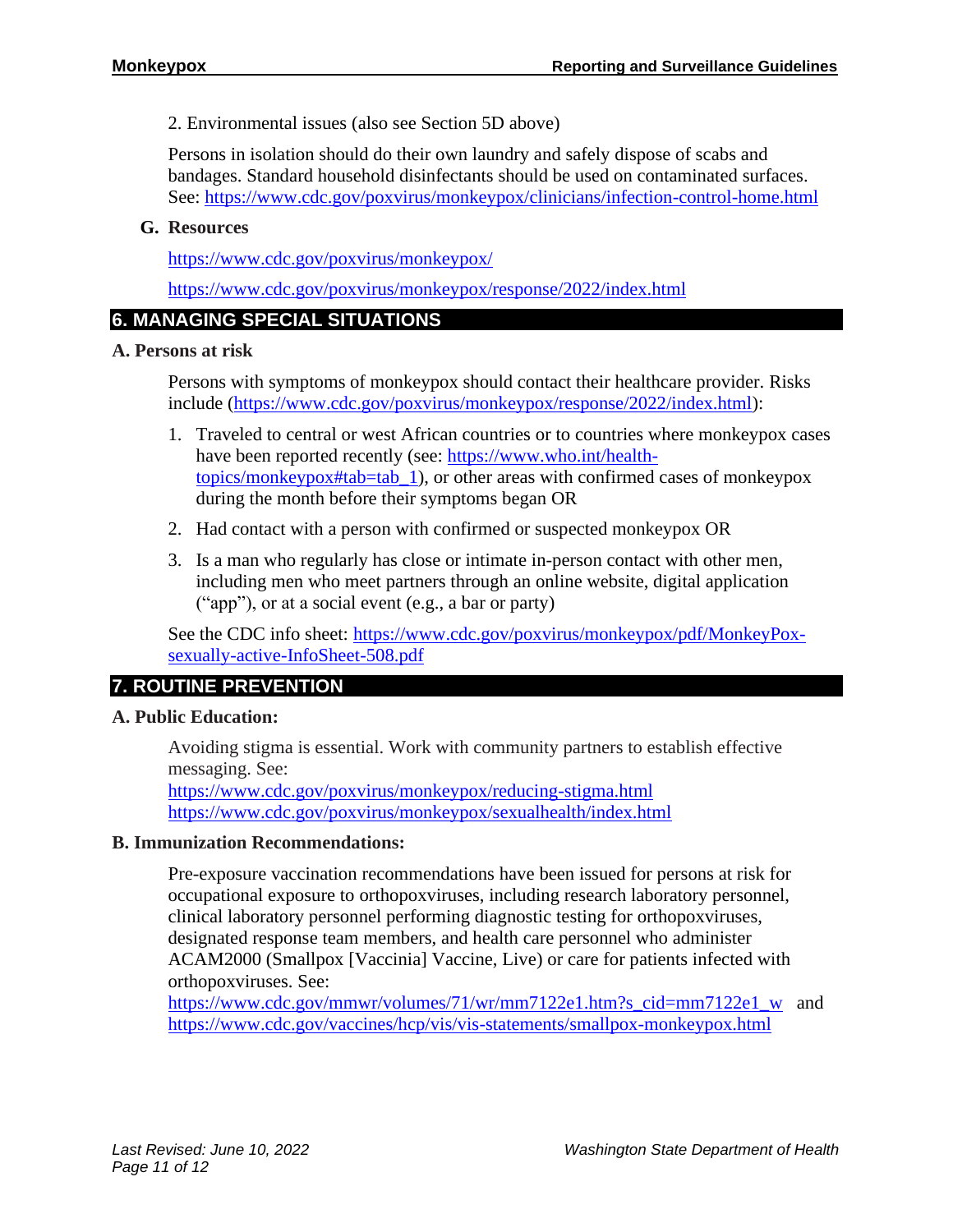2. Environmental issues (also see Section 5D above)

Persons in isolation should do their own laundry and safely dispose of scabs and bandages. Standard household disinfectants should be used on contaminated surfaces. See: https://www.cdc.gov/poxvirus/monkeypox/clinicians/infection-control-home.html

### G. Resources

https://www.cdc.gov/poxvirus/monkeypox/

https://www.cdc.gov/poxvirus/monkeypox/response/2022/index.html

## 6. MANAGING SPECIAL SITUATIONS

### A. Persons at risk

Persons with symptoms of monkeypox should contact their healthcare provider. Risks include (https://www.cdc.gov/poxvirus/monkeypox/response/2022/index.html):

1. Traveled to central or west African countries or to countries where monkeypox cases have been reported recently (see: https://www.who.int/health-topics/monkeypox#tab=tab_1), or other areas with confirmed cases of monkeypox during the month before their symptoms began OR
2. Had contact with a person with confirmed or suspected monkeypox OR
3. Is a man who regularly has close or intimate in-person contact with other men, including men who meet partners through an online website, digital application ("app"), or at a social event (e.g., a bar or party)

See the CDC info sheet: https://www.cdc.gov/poxvirus/monkeypox/pdf/MonkeyPox-sexually-active-InfoSheet-508.pdf

## 7. ROUTINE PREVENTION

### A. Public Education:

Avoiding stigma is essential. Work with community partners to establish effective messaging. See:
https://www.cdc.gov/poxvirus/monkeypox/reducing-stigma.html
https://www.cdc.gov/poxvirus/monkeypox/sexualhealth/index.html

### B. Immunization Recommendations:

Pre-exposure vaccination recommendations have been issued for persons at risk for occupational exposure to orthopoxviruses, including research laboratory personnel, clinical laboratory personnel performing diagnostic testing for orthopoxviruses, designated response team members, and health care personnel who administer ACAM2000 (Smallpox [Vaccinia] Vaccine, Live) or care for patients infected with orthopoxviruses. See:
https://www.cdc.gov/mmwr/volumes/71/wr/mm7122e1.htm?s_cid=mm7122e1_w and
https://www.cdc.gov/vaccines/hcp/vis/vis-statements/smallpox-monkeypox.html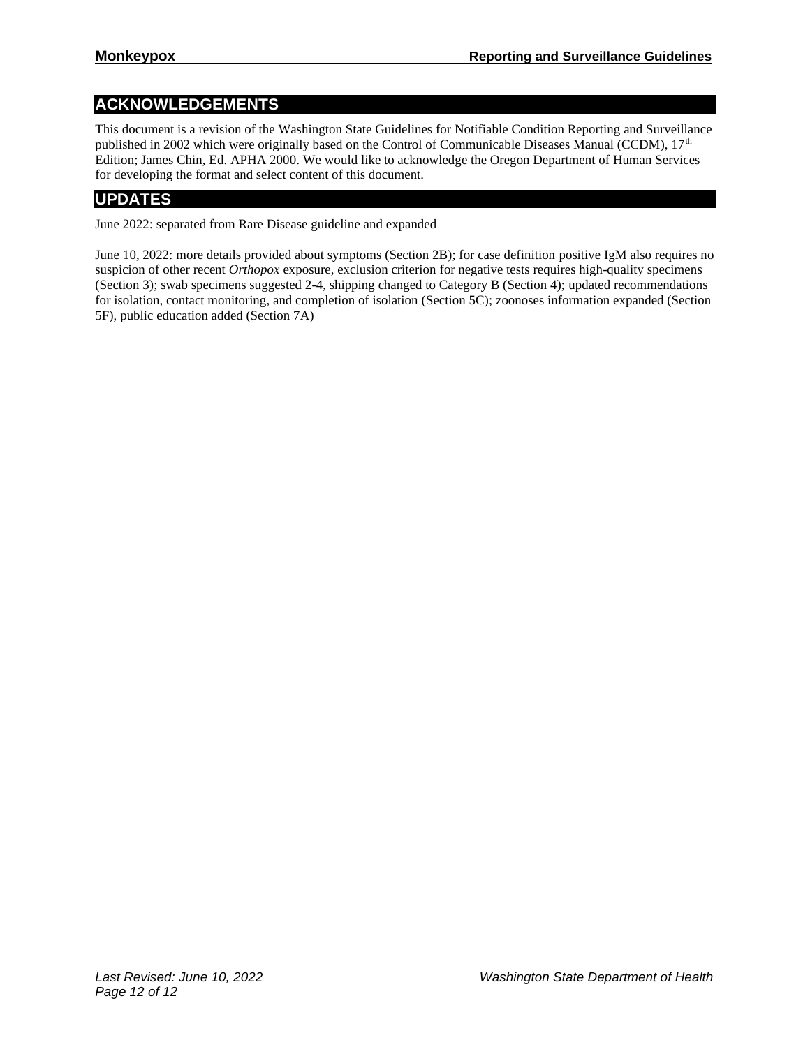## ACKNOWLEDGEMENTS

This document is a revision of the Washington State Guidelines for Notifiable Condition Reporting and Surveillance published in 2002 which were originally based on the Control of Communicable Diseases Manual (CCDM), 17th Edition; James Chin, Ed. APHA 2000. We would like to acknowledge the Oregon Department of Human Services for developing the format and select content of this document.

## UPDATES

June 2022: separated from Rare Disease guideline and expanded

June 10, 2022: more details provided about symptoms (Section 2B); for case definition positive IgM also requires no suspicion of other recent *Orthopox* exposure, exclusion criterion for negative tests requires high-quality specimens (Section 3); swab specimens suggested 2-4, shipping changed to Category B (Section 4); updated recommendations for isolation, contact monitoring, and completion of isolation (Section 5C); zoonoses information expanded (Section 5F), public education added (Section 7A)